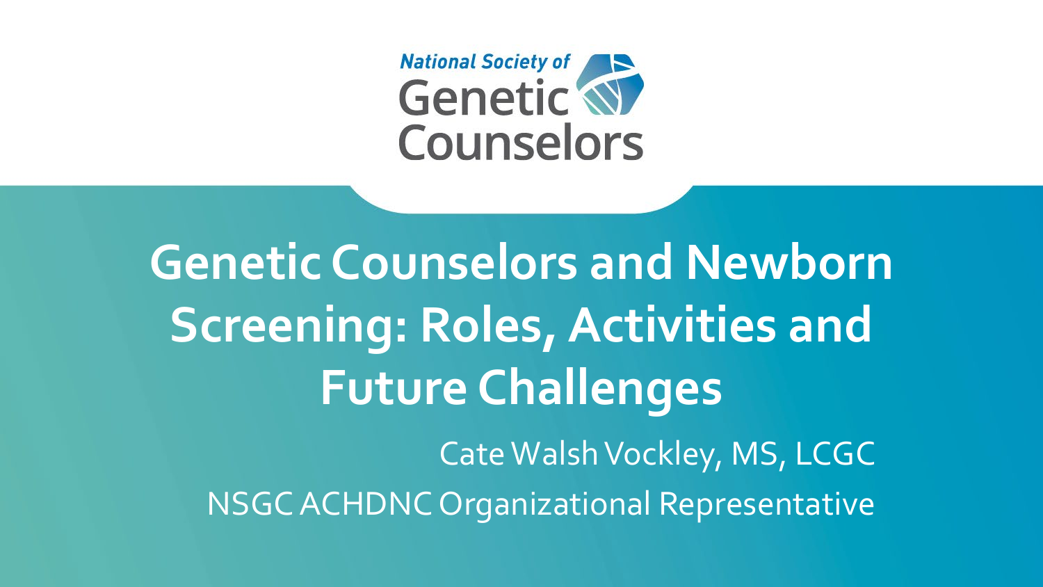National Society of Genetic Counselors

# Genetic Counselors and Newborn Screening: Roles, Activities and Future Challenges

Cate Walsh Vockley, MS, LCGC

NSGC ACHDNC Organizational Representative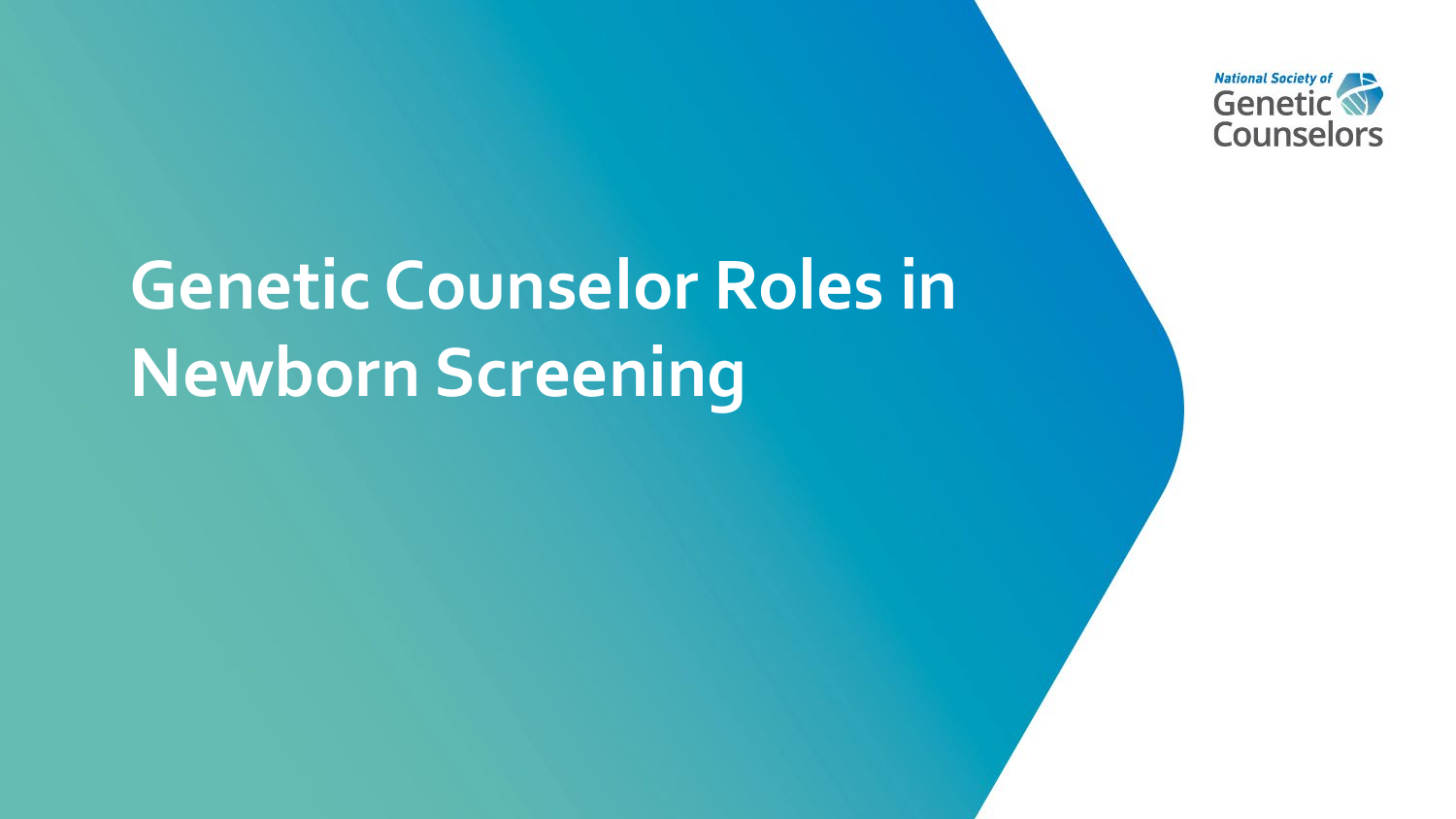National Society of Genetic Counselors

# Genetic Counselor Roles in Newborn Screening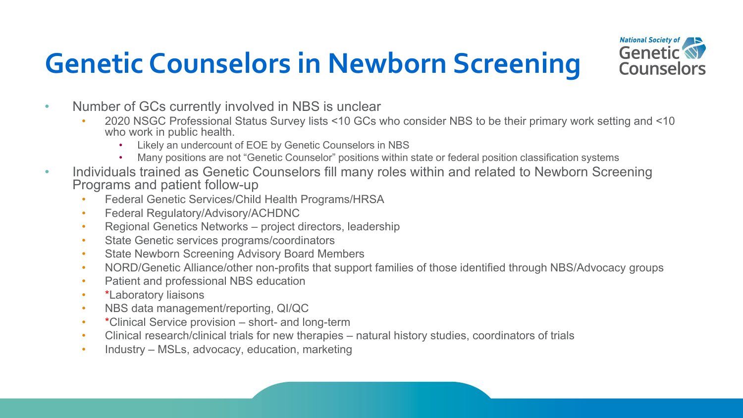# Genetic Counselors in Newborn Screening

- Number of GCs currently involved in NBS is unclear
  - 2020 NSGC Professional Status Survey lists <10 GCs who consider NBS to be their primary work setting and <10 who work in public health.
    - Likely an undercount of EOE by Genetic Counselors in NBS
    - Many positions are not "Genetic Counselor" positions within state or federal position classification systems
- Individuals trained as Genetic Counselors fill many roles within and related to Newborn Screening Programs and patient follow-up
  - Federal Genetic Services/Child Health Programs/HRSA
  - Federal Regulatory/Advisory/ACHDNC
  - Regional Genetics Networks – project directors, leadership
  - State Genetic services programs/coordinators
  - State Newborn Screening Advisory Board Members
  - NORD/Genetic Alliance/other non-profits that support families of those identified through NBS/Advocacy groups
  - Patient and professional NBS education
  - *Laboratory liaisons
  - NBS data management/reporting, QI/QC
  - *Clinical Service provision – short- and long-term
  - Clinical research/clinical trials for new therapies – natural history studies, coordinators of trials
  - Industry – MSLs, advocacy, education, marketing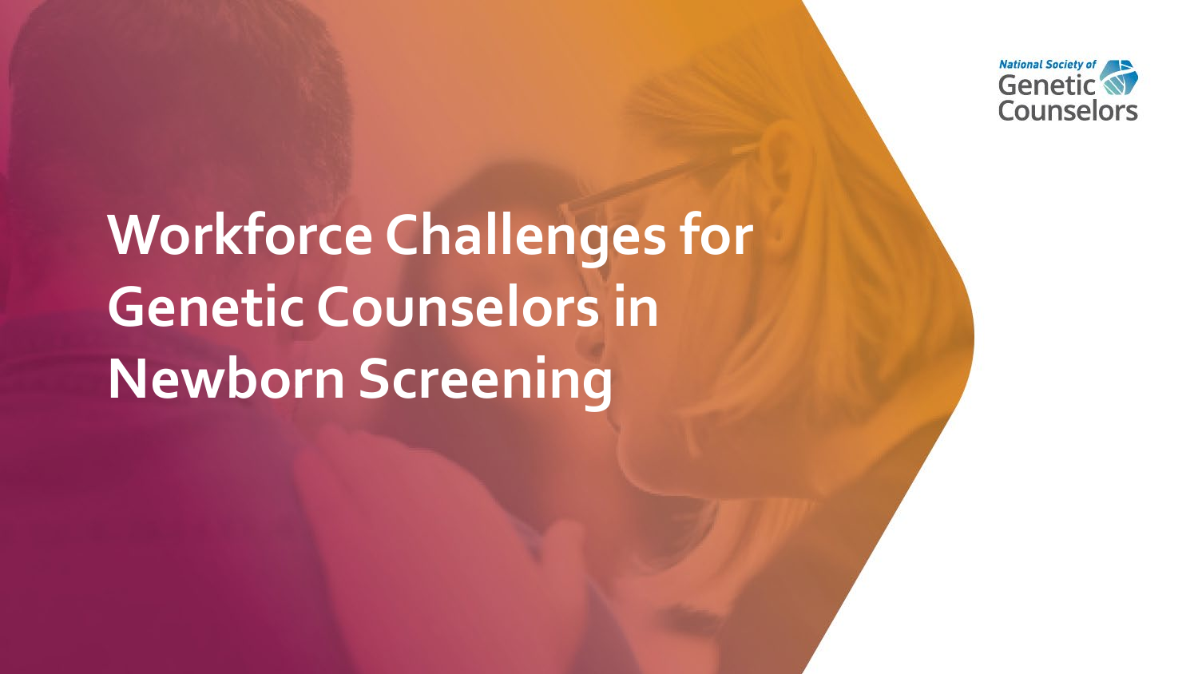National Society of Genetic Counselors

# Workforce Challenges for Genetic Counselors in Newborn Screening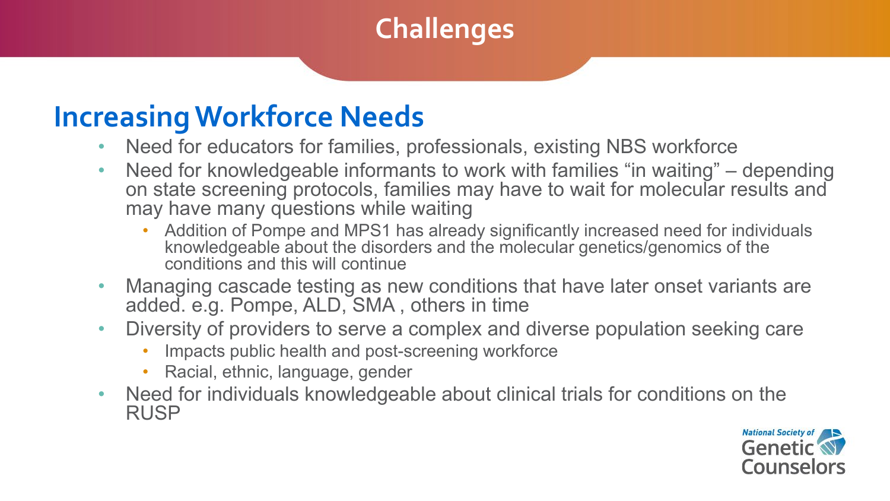# Challenges

## Increasing Workforce Needs

- Need for educators for families, professionals, existing NBS workforce
- Need for knowledgeable informants to work with families "in waiting" – depending on state screening protocols, families may have to wait for molecular results and may have many questions while waiting
  - Addition of Pompe and MPS1 has already significantly increased need for individuals knowledgeable about the disorders and the molecular genetics/genomics of the conditions and this will continue
- Managing cascade testing as new conditions that have later onset variants are added. e.g. Pompe, ALD, SMA , others in time
- Diversity of providers to serve a complex and diverse population seeking care
  - Impacts public health and post-screening workforce
  - Racial, ethnic, language, gender
- Need for individuals knowledgeable about clinical trials for conditions on the RUSP

National Society of Genetic Counselors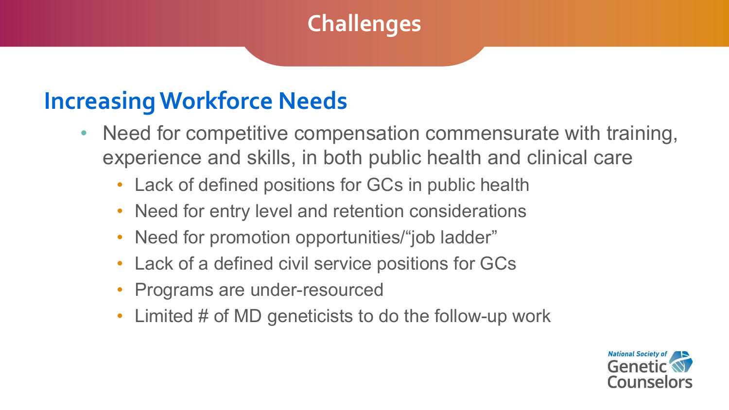# Challenges

## Increasing Workforce Needs

- Need for competitive compensation commensurate with training, experience and skills, in both public health and clinical care
  - Lack of defined positions for GCs in public health
  - Need for entry level and retention considerations
  - Need for promotion opportunities/"job ladder"
  - Lack of a defined civil service positions for GCs
  - Programs are under-resourced
  - Limited # of MD geneticists to do the follow-up work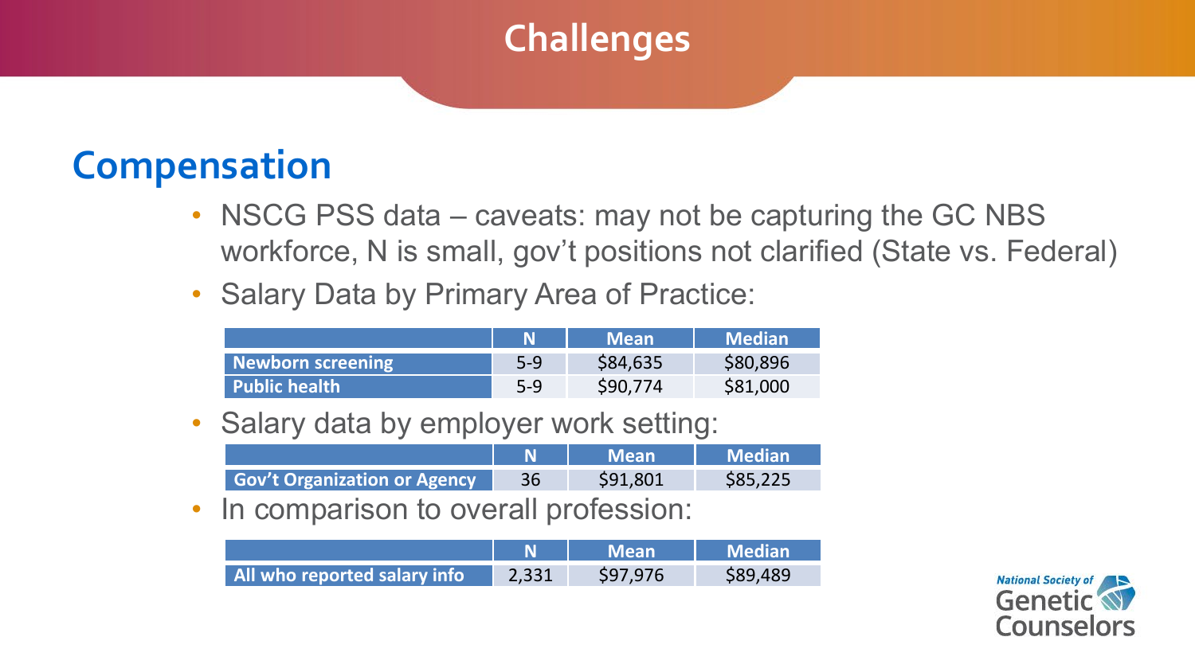# Challenges

## Compensation

- NSCG PSS data – caveats: may not be capturing the GC NBS workforce, N is small, gov't positions not clarified (State vs. Federal)
- Salary Data by Primary Area of Practice:

| | N | Mean | Median |
|---|---|---|---|
| Newborn screening | 5-9 | $84,635 | $80,896 |
| Public health | 5-9 | $90,774 | $81,000 |

- Salary data by employer work setting:

| | N | Mean | Median |
|---|---|---|---|
| Gov't Organization or Agency | 36 | $91,801 | $85,225 |

- In comparison to overall profession:

| | N | Mean | Median |
|---|---|---|---|
| All who reported salary info | 2,331 | $97,976 | $89,489 |

National Society of Genetic Counselors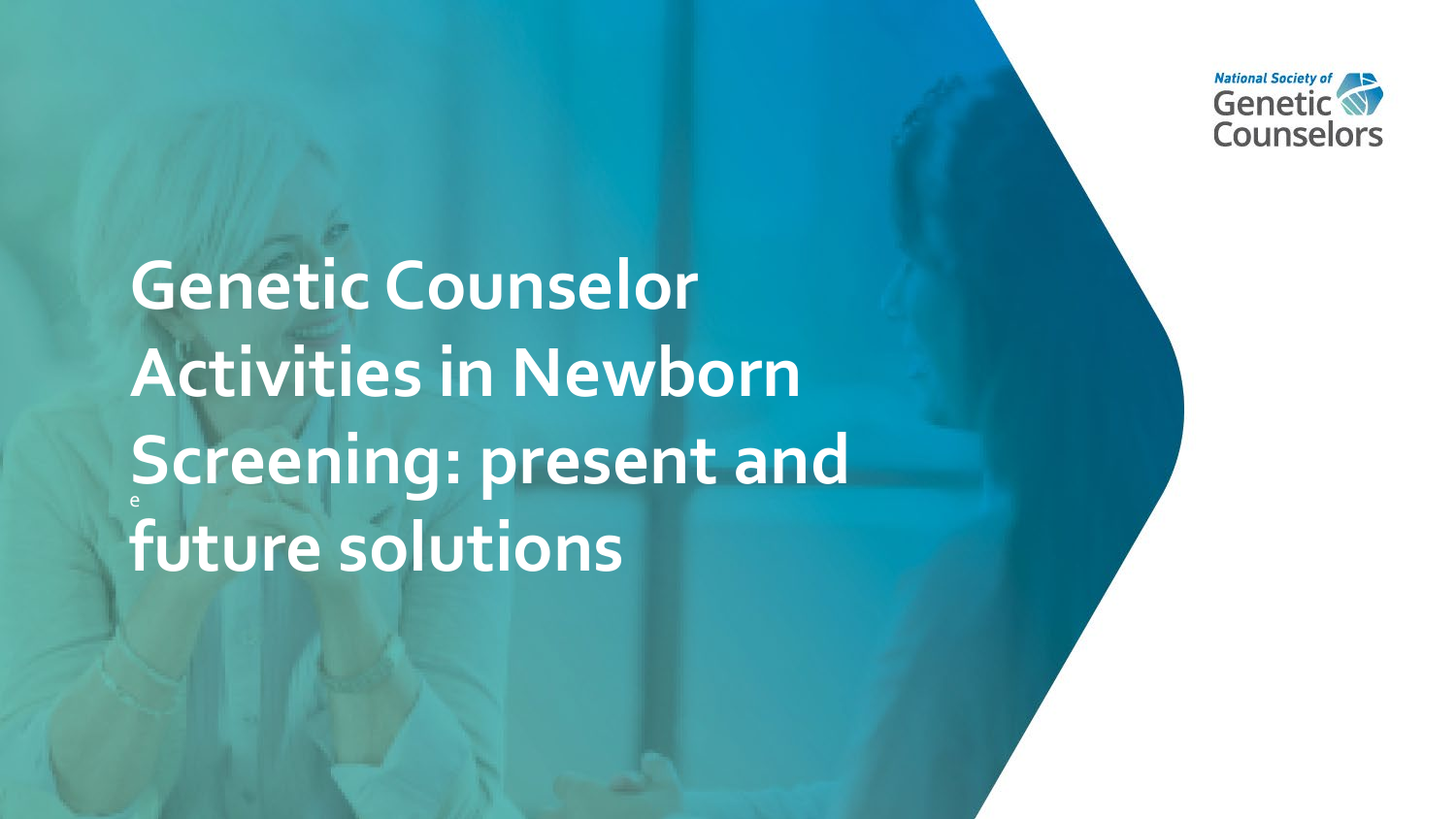National Society of Genetic Counselors

# Genetic Counselor Activities in Newborn Screening: present and future solutions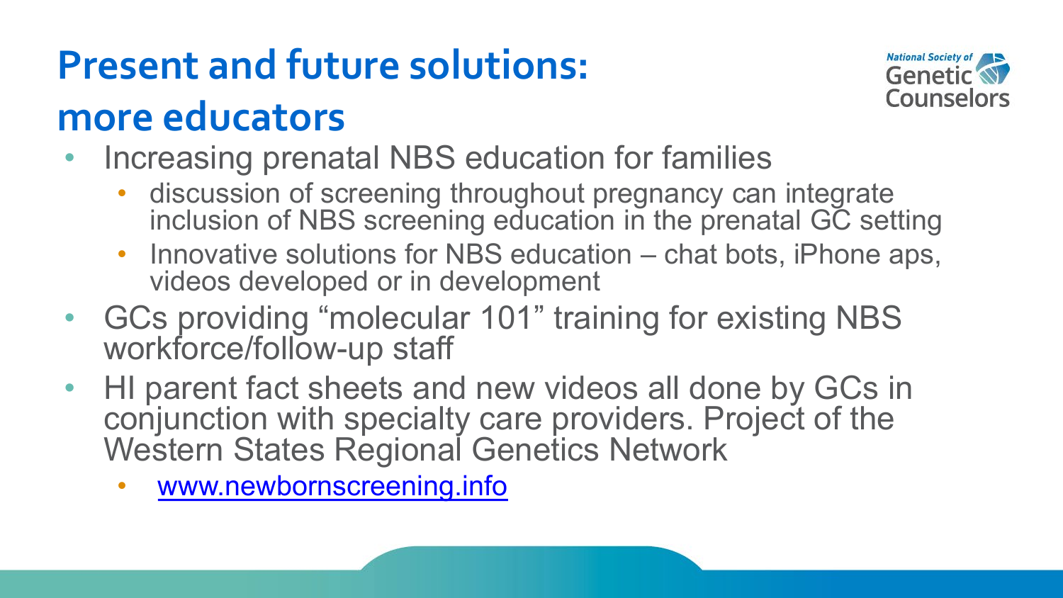# Present and future solutions: more educators

- Increasing prenatal NBS education for families
  - discussion of screening throughout pregnancy can integrate inclusion of NBS screening education in the prenatal GC setting
  - Innovative solutions for NBS education – chat bots, iPhone aps, videos developed or in development
- GCs providing "molecular 101" training for existing NBS workforce/follow-up staff
- HI parent fact sheets and new videos all done by GCs in conjunction with specialty care providers. Project of the Western States Regional Genetics Network
  - [www.newbornscreening.info](http://www.newbornscreening.info)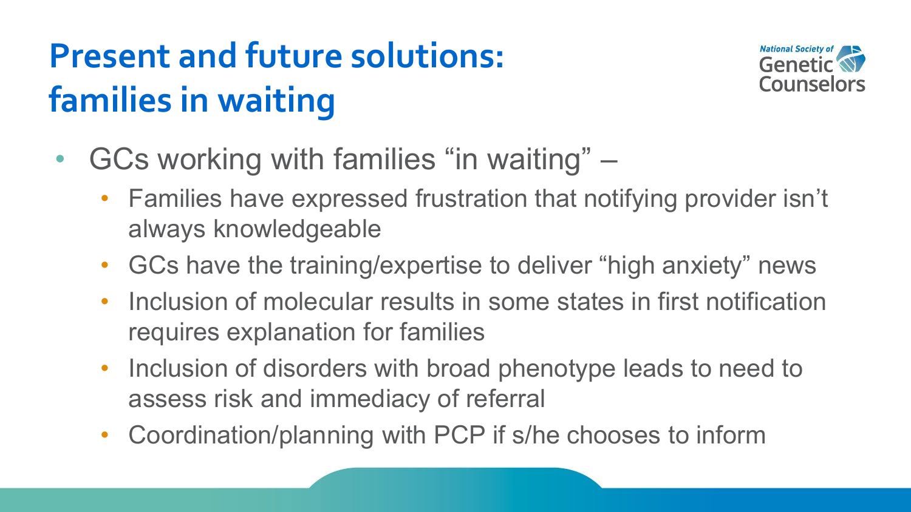# Present and future solutions: families in waiting

- GCs working with families “in waiting” –
  - Families have expressed frustration that notifying provider isn’t always knowledgeable
  - GCs have the training/expertise to deliver “high anxiety” news
  - Inclusion of molecular results in some states in first notification requires explanation for families
  - Inclusion of disorders with broad phenotype leads to need to assess risk and immediacy of referral
  - Coordination/planning with PCP if s/he chooses to inform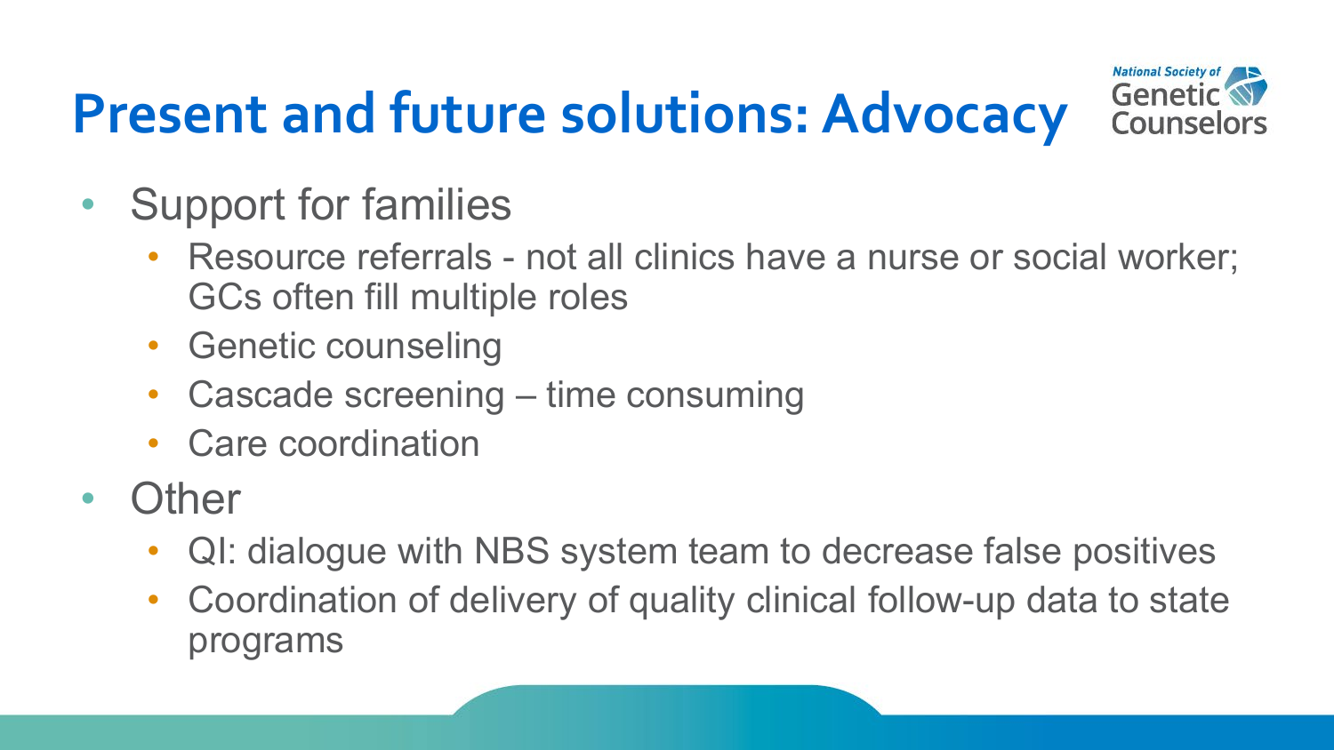# Present and future solutions: Advocacy

- Support for families
  - Resource referrals - not all clinics have a nurse or social worker; GCs often fill multiple roles
  - Genetic counseling
  - Cascade screening – time consuming
  - Care coordination
- Other
  - QI: dialogue with NBS system team to decrease false positives
  - Coordination of delivery of quality clinical follow-up data to state programs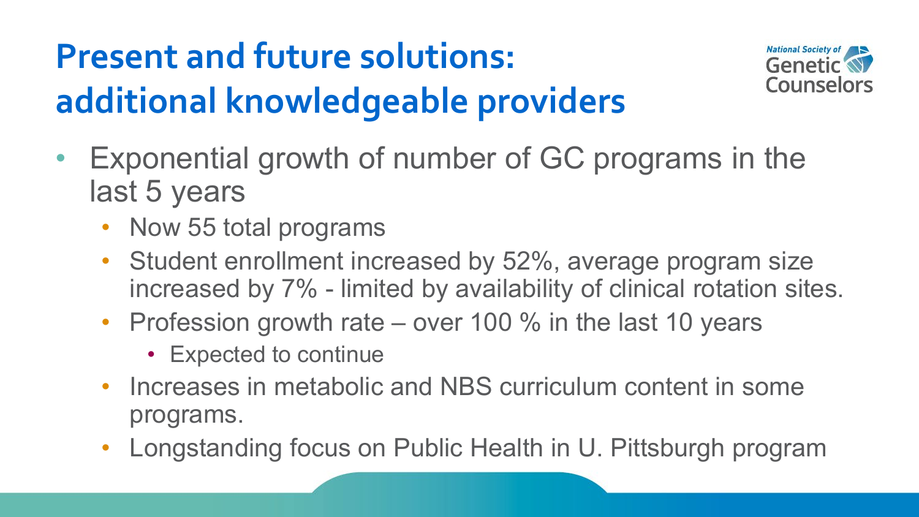# Present and future solutions: additional knowledgeable providers

- Exponential growth of number of GC programs in the last 5 years
  - Now 55 total programs
  - Student enrollment increased by 52%, average program size increased by 7% - limited by availability of clinical rotation sites.
  - Profession growth rate – over 100 % in the last 10 years
    - Expected to continue
  - Increases in metabolic and NBS curriculum content in some programs.
  - Longstanding focus on Public Health in U. Pittsburgh program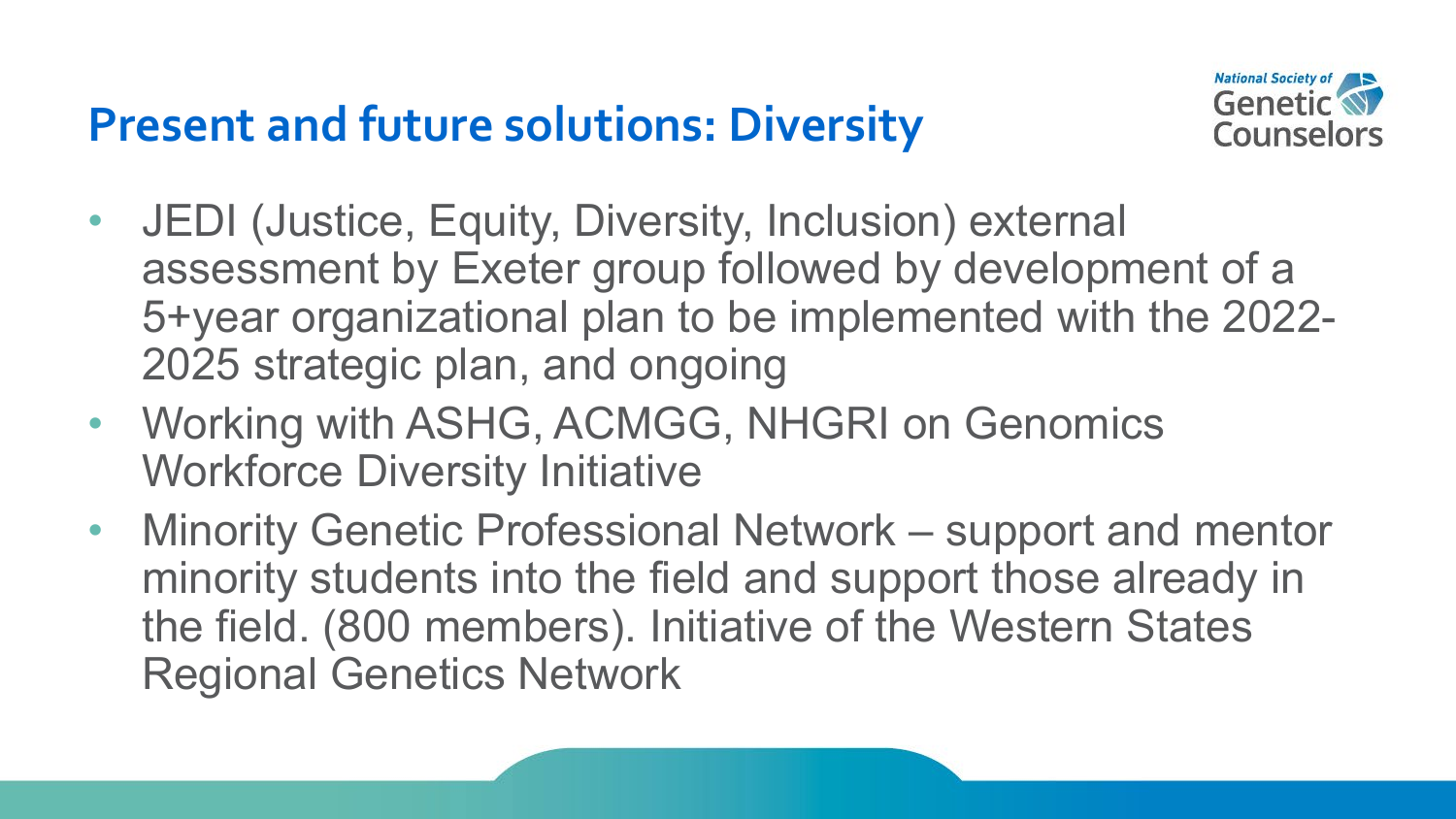## Present and future solutions: Diversity

- JEDI (Justice, Equity, Diversity, Inclusion) external assessment by Exeter group followed by development of a 5+year organizational plan to be implemented with the 2022-2025 strategic plan, and ongoing
- Working with ASHG, ACMGG, NHGRI on Genomics Workforce Diversity Initiative
- Minority Genetic Professional Network – support and mentor minority students into the field and support those already in the field. (800 members). Initiative of the Western States Regional Genetics Network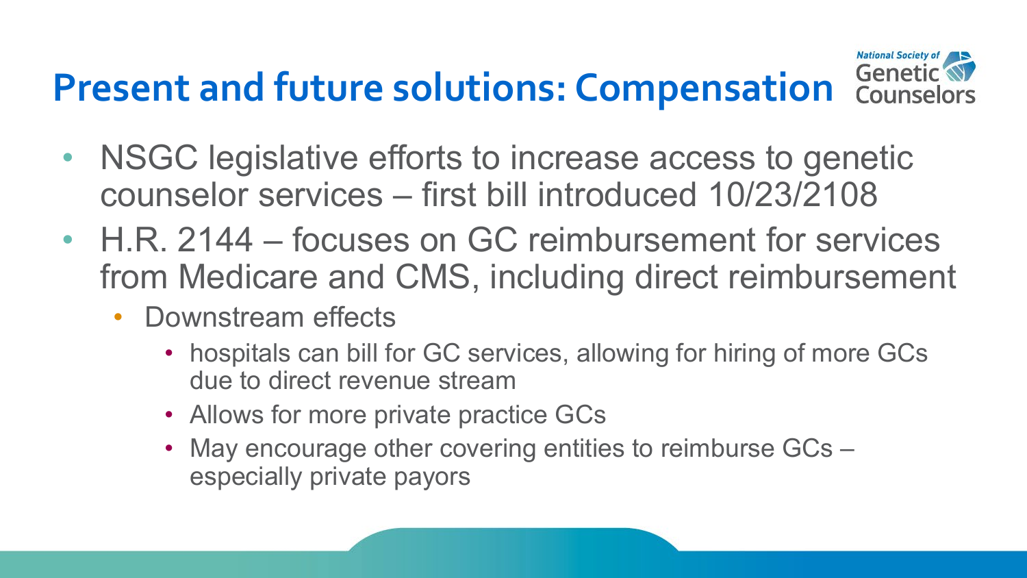# Present and future solutions: Compensation

- NSGC legislative efforts to increase access to genetic counselor services – first bill introduced 10/23/2108
- H.R. 2144 – focuses on GC reimbursement for services from Medicare and CMS, including direct reimbursement
  - Downstream effects
    - hospitals can bill for GC services, allowing for hiring of more GCs due to direct revenue stream
    - Allows for more private practice GCs
    - May encourage other covering entities to reimburse GCs – especially private payors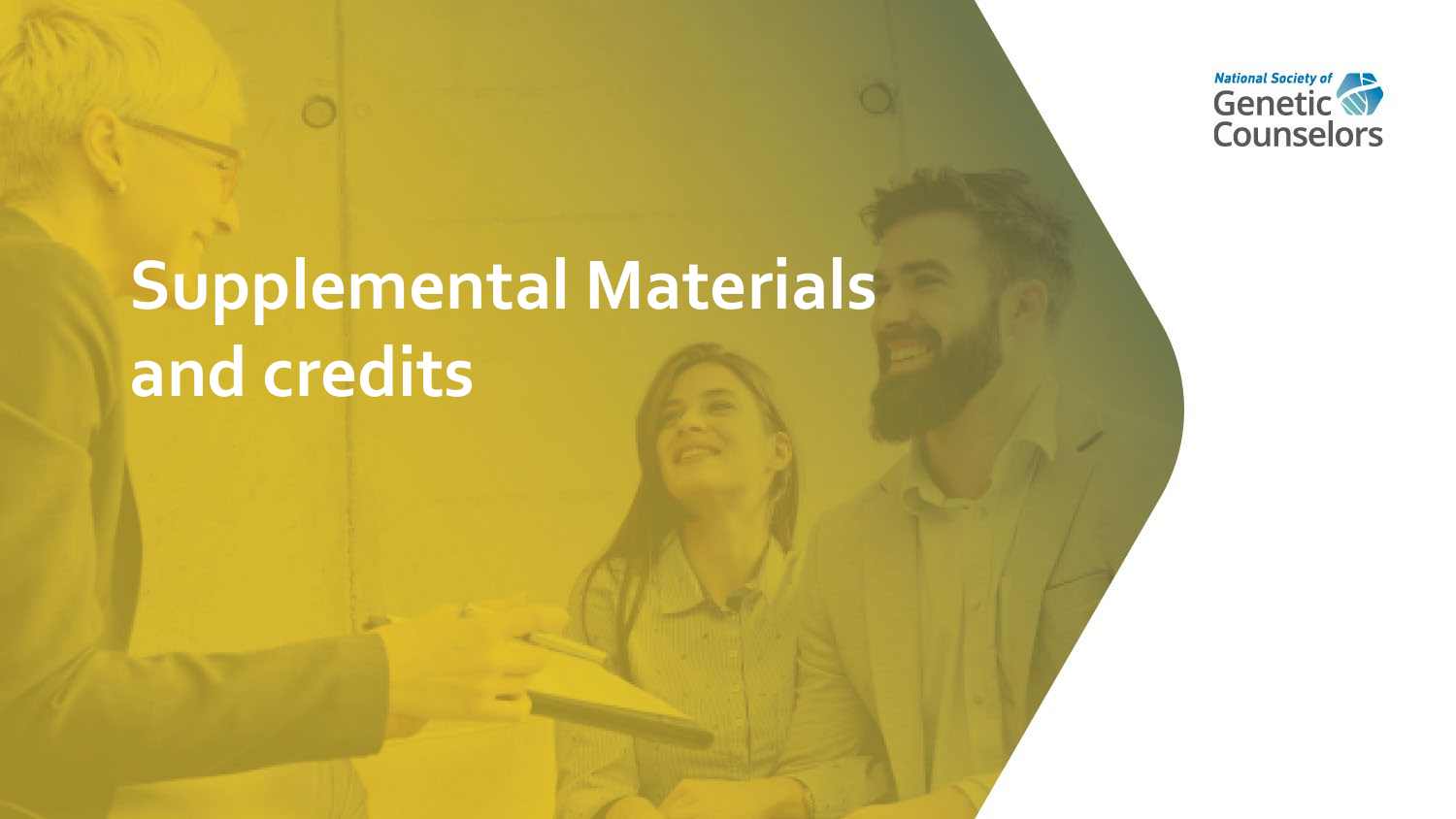# Supplemental Materials and credits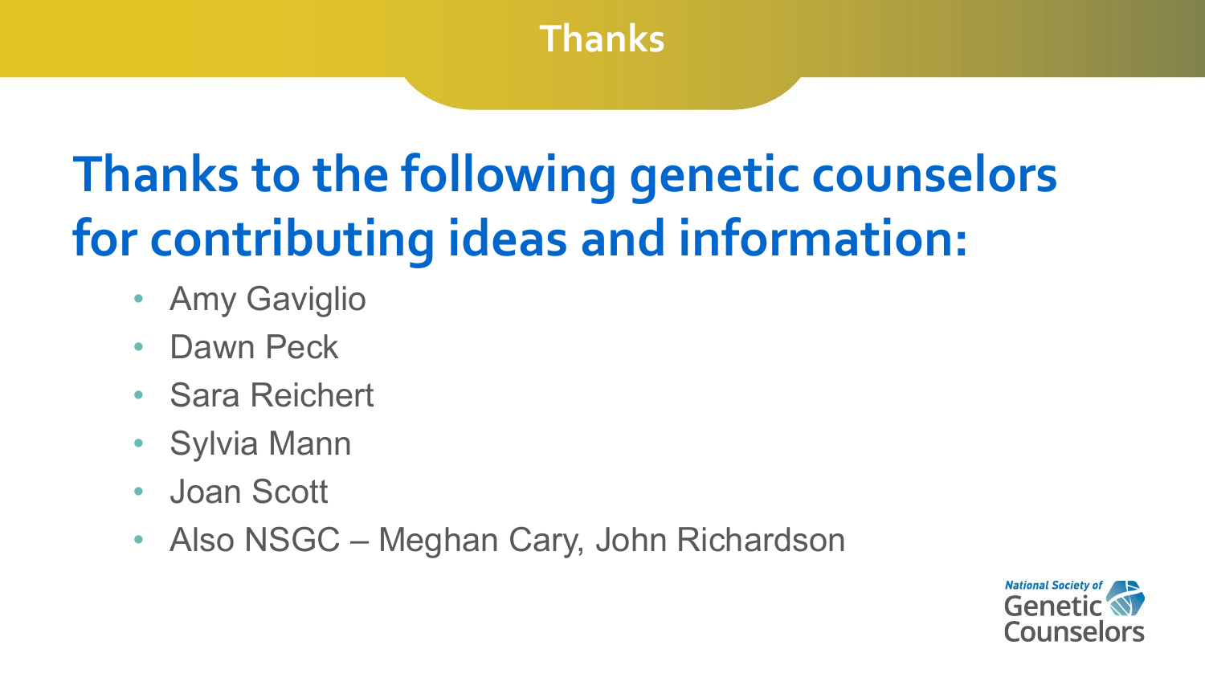## Thanks

# Thanks to the following genetic counselors for contributing ideas and information:

- Amy Gaviglio
- Dawn Peck
- Sara Reichert
- Sylvia Mann
- Joan Scott
- Also NSGC – Meghan Cary, John Richardson

National Society of Genetic Counselors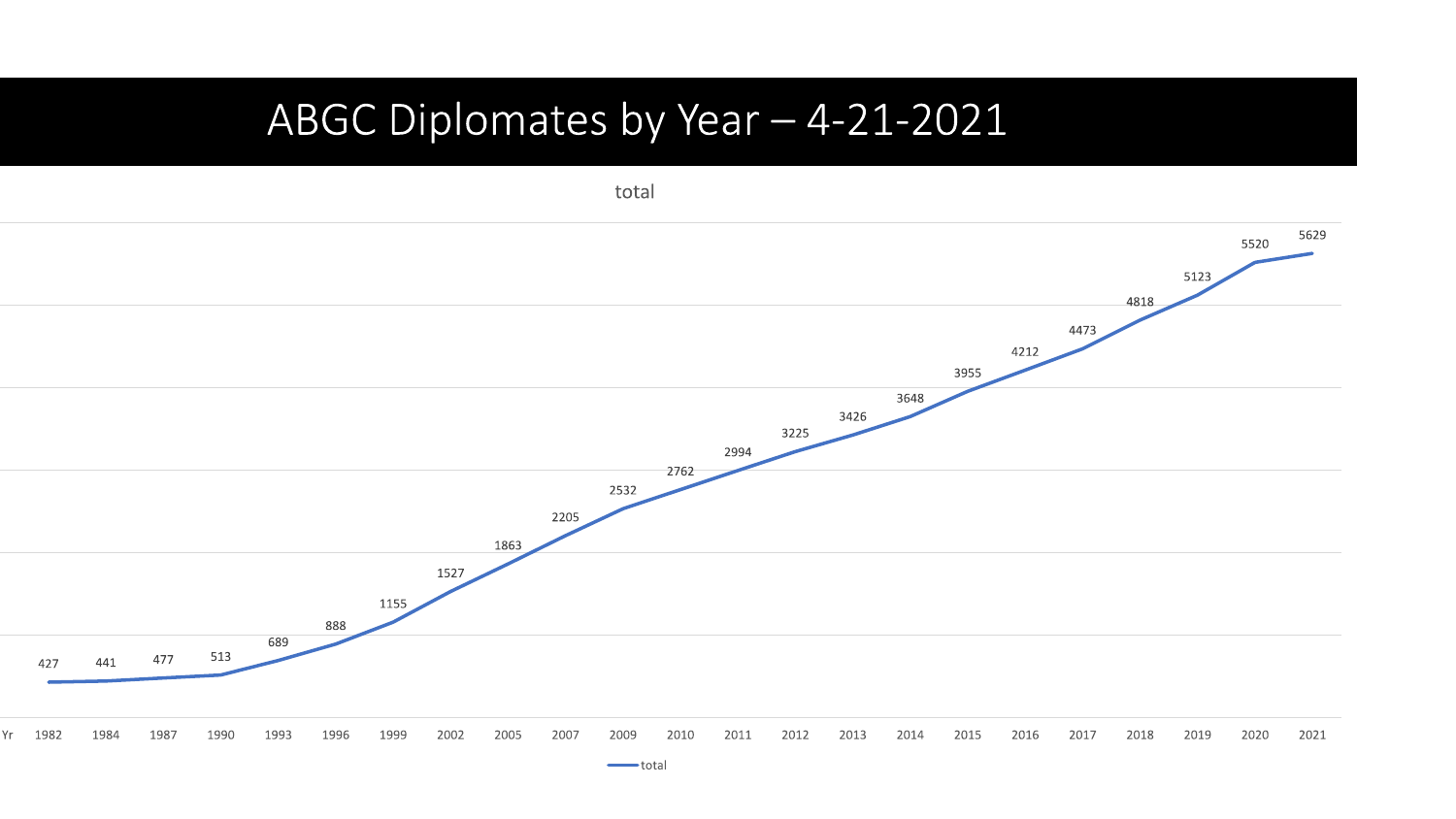# ABGC Diplomates by Year – 4-21-2021

total

| Yr | 1982 | 1984 | 1987 | 1990 | 1993 | 1996 | 1999 | 2002 | 2005 | 2007 | 2009 | 2010 | 2011 | 2012 | 2013 | 2014 | 2015 | 2016 | 2017 | 2018 | 2019 | 2020 | 2021 |
|---|---|---|---|---|---|---|---|---|---|---|---|---|---|---|---|---|---|---|---|---|---|---|---|
| total | 427 | 441 | 477 | 513 | 689 | 888 | 1155 | 1527 | 1863 | 2205 | 2532 | 2762 | 2994 | 3225 | 3426 | 3648 | 3955 | 4212 | 4473 | 4818 | 5123 | 5520 | 5629 |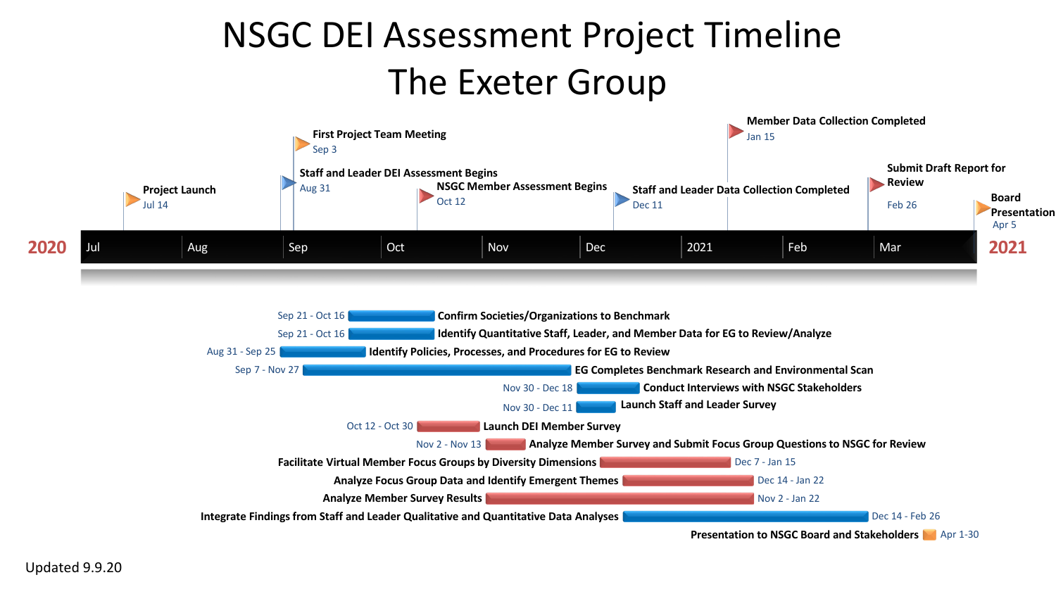# NSGC DEI Assessment Project Timeline

# The Exeter Group

**Milestones (2020 – 2021)**

| Milestone | Date |
| --- | --- |
| Project Launch | Jul 14 |
| Staff and Leader DEI Assessment Begins | Aug 31 |
| First Project Team Meeting | Sep 3 |
| NSGC Member Assessment Begins | Oct 12 |
| Staff and Leader Data Collection Completed | Dec 11 |
| Member Data Collection Completed | Jan 15 |
| Submit Draft Report for Review | Feb 26 |
| Board Presentation | Apr 5 |

**Tasks**

| Dates | Task |
| --- | --- |
| Sep 21 - Oct 16 | Confirm Societies/Organizations to Benchmark |
| Sep 21 - Oct 16 | Identify Quantitative Staff, Leader, and Member Data for EG to Review/Analyze |
| Aug 31 - Sep 25 | Identify Policies, Processes, and Procedures for EG to Review |
| Sep 7 - Nov 27 | EG Completes Benchmark Research and Environmental Scan |
| Nov 30 - Dec 18 | Conduct Interviews with NSGC Stakeholders |
| Nov 30 - Dec 11 | Launch Staff and Leader Survey |
| Oct 12 - Oct 30 | Launch DEI Member Survey |
| Nov 2 - Nov 13 | Analyze Member Survey and Submit Focus Group Questions to NSGC for Review |
| Dec 7 - Jan 15 | Facilitate Virtual Member Focus Groups by Diversity Dimensions |
| Dec 14 - Jan 22 | Analyze Focus Group Data and Identify Emergent Themes |
| Nov 2 - Jan 22 | Analyze Member Survey Results |
| Dec 14 - Feb 26 | Integrate Findings from Staff and Leader Qualitative and Quantitative Data Analyses |
| Apr 1-30 | Presentation to NSGC Board and Stakeholders |

Updated 9.9.20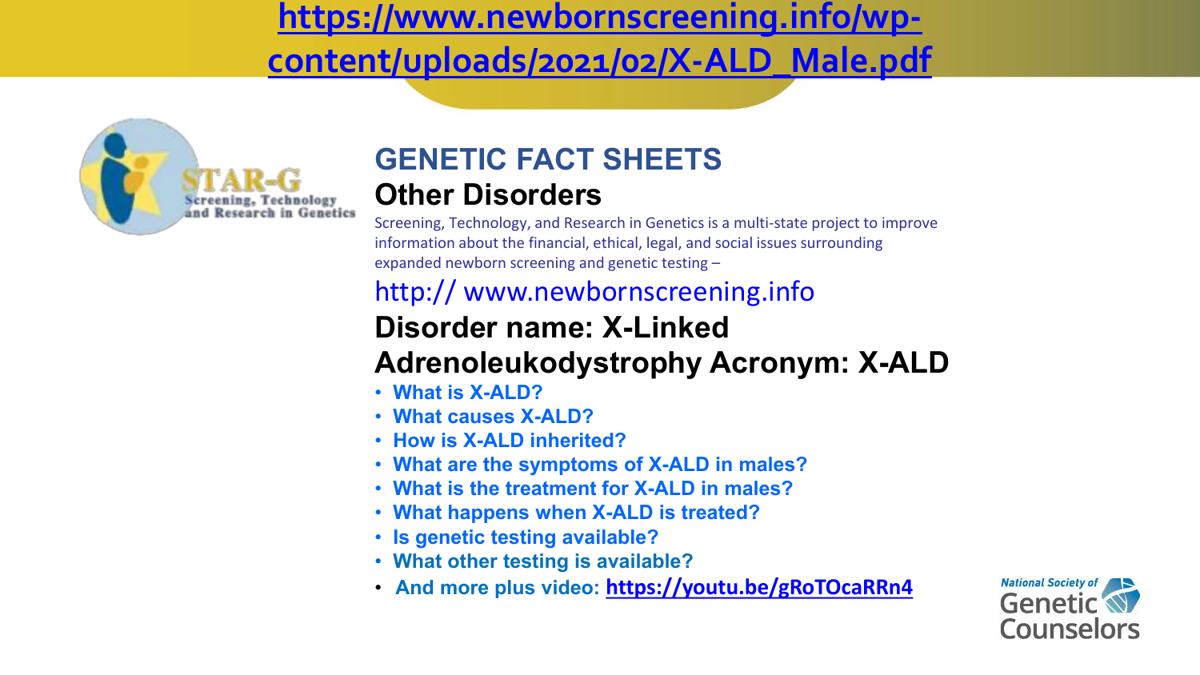https://www.newbornscreening.info/wp-content/uploads/2021/02/X-ALD_Male.pdf

STAR-G
Screening, Technology and Research in Genetics

## GENETIC FACT SHEETS

## Other Disorders

Screening, Technology, and Research in Genetics is a multi-state project to improve information about the financial, ethical, legal, and social issues surrounding expanded newborn screening and genetic testing –

http:// www.newbornscreening.info

### Disorder name: X-Linked Adrenoleukodystrophy Acronym: X-ALD

- **What is X-ALD?**
- **What causes X-ALD?**
- **How is X-ALD inherited?**
- **What are the symptoms of X-ALD in males?**
- **What is the treatment for X-ALD in males?**
- **What happens when X-ALD is treated?**
- **Is genetic testing available?**
- **What other testing is available?**
- **And more plus video: https://youtu.be/gRoTOcaRRn4**

National Society of Genetic Counselors